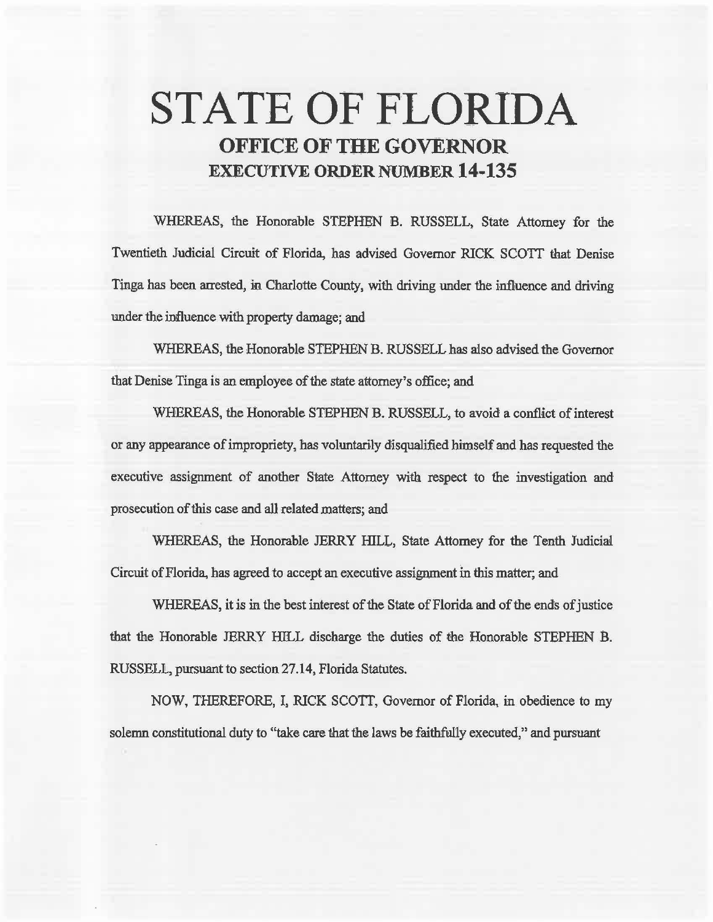# STATE OF FLORIDA

## OFFICE OF THE GOVERNOR

## EXECUTIVE ORDER NUMBER 14-135

WHEREAS, the Honorable STEPHEN B. RUSSELL, State Attorney for the Twentieth Judicial Circuit of Florida, has advised Governor RICK SCOTT that Denise Tinga has been arrested, in Charlotte County, with driving under the influence and driving under the influence with property damage; and

WHEREAS, the Honorable STEPHEN B. RUSSELL has also advised the Governor that Denise Tinga is an employee of the state attorney's office; and

WHEREAS, the Honorable STEPHEN B. RUSSELL, to avoid a conflict of interest or any appearance of impropriety, has voluntarily disqualified himself and has requested the executive assignment of another State Attorney with respect to the investigation and prosecution of this case and all related matters; and

WHEREAS, the Honorable JERRY HILL, State Attorney for the Tenth Judicial Circuit of Florida, has agreed to accept an executive assignment in this matter; and

WHEREAS, it is in the best interest of the State of Florida and of the ends of justice that the Honorable JERRY HILL discharge the duties of the Honorable STEPHEN B. RUSSELL, pursuant to section 27.14, Florida Statutes.

NOW, THEREFORE, I, RICK SCOTT, Governor of Florida, in obedience to my solemn constitutional duty to "take care that the laws be faithfully executed," and pursuant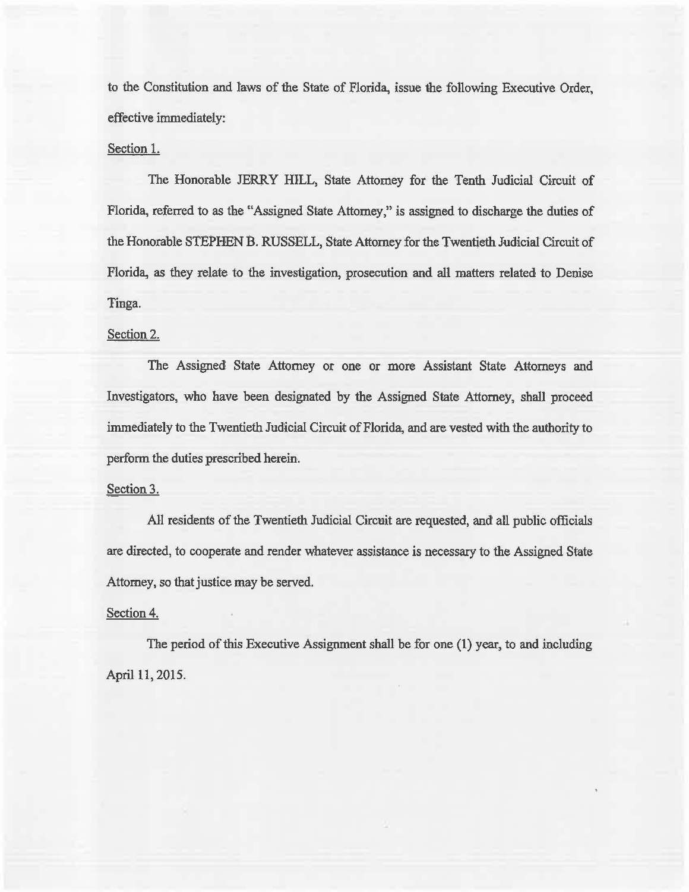to the Constitution and laws of the State of Florida, issue the following Executive Order, effective immediately:

Section 1.

The Honorable JERRY HILL, State Attorney for the Tenth Judicial Circuit of Florida, referred to as the "Assigned State Attorney," is assigned to discharge the duties of the Honorable STEPHEN B. RUSSELL, State Attorney for the Twentieth Judicial Circuit of Florida, as they relate to the investigation, prosecution and all matters related to Denise Tinga.

Section 2.

The Assigned State Attorney or one or more Assistant State Attorneys and Investigators, who have been designated by the Assigned State Attorney, shall proceed immediately to the Twentieth Judicial Circuit of Florida, and are vested with the authority to perform the duties prescribed herein.

Section 3.

All residents of the Twentieth Judicial Circuit are requested, and all public officials are directed, to cooperate and render whatever assistance is necessary to the Assigned State Attorney, so that justice may be served.

Section 4.

The period of this Executive Assignment shall be for one (1) year, to and including April 11, 2015.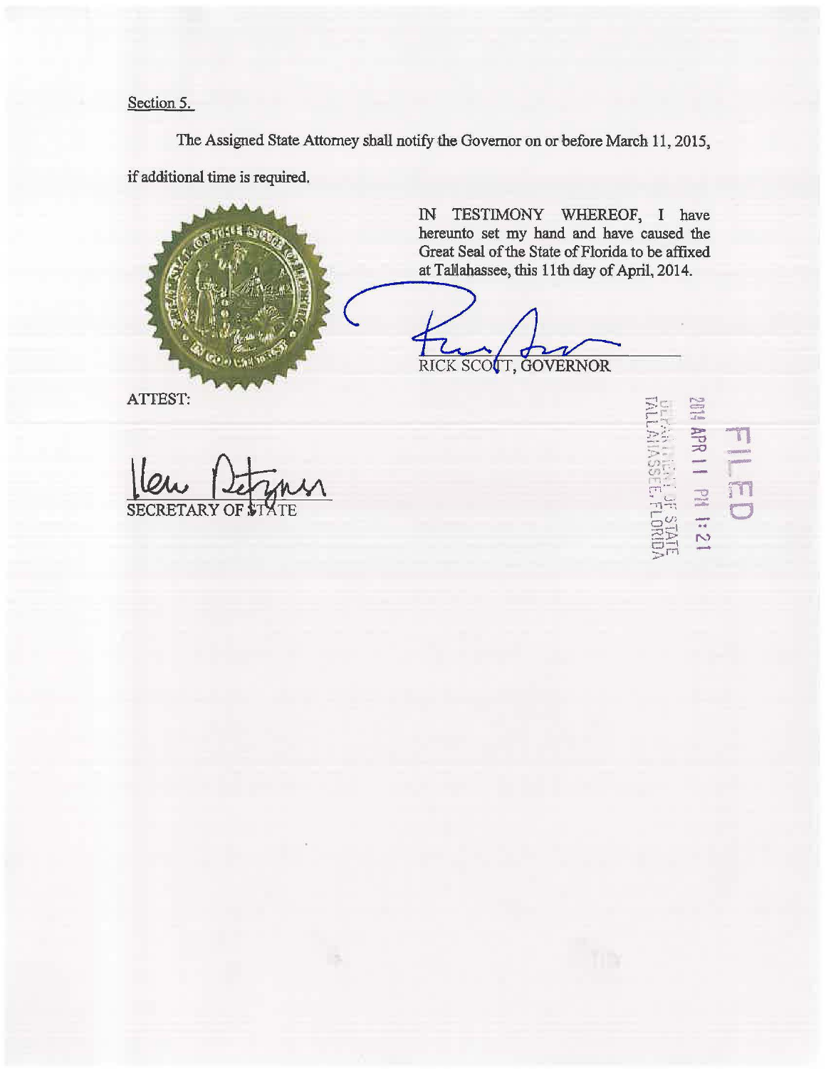Section 5.

The Assigned State Attorney shall notify the Governor on or before March 11, 2015, if additional time is required.

IN TESTIMONY WHEREOF, I have hereunto set my hand and have caused the Great Seal of the State of Florida to be affixed at Tallahassee, this 11th day of April, 2014.

RICK SCOTT, GOVERNOR

ATTEST:

SECRETARY OF STATE

FILED

2014 APR 11 PM 1:21

DEPARTMENT OF STATE
TALLAHASSEE, FLORIDA